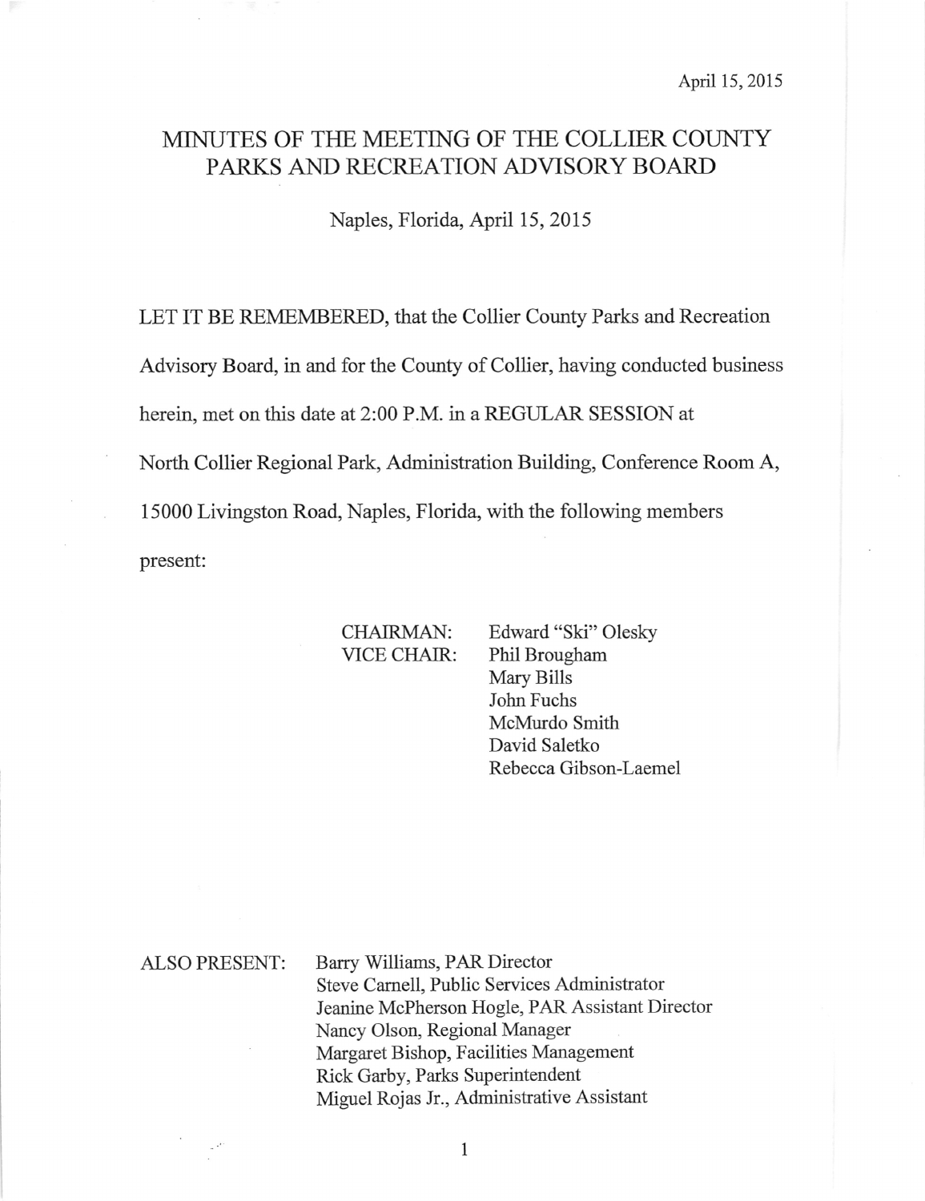April 15, 2015

# MINUTES OF THE MEETING OF THE COLLIER COUNTY PARKS AND RECREATION ADVISORY BOARD

Naples, Florida, April 15, 2015

LET IT BE REMEMBERED, that the Collier County Parks and Recreation Advisory Board, in and for the County of Collier, having conducted business herein, met on this date at 2:00 P.M. in a REGULAR SESSION at North Collier Regional Park, Administration Building, Conference Room A, 15000 Livingston Road, Naples, Florida, with the following members present:

CHAIRMAN: Edward "Ski" Olesky
VICE CHAIR: Phil Brougham
Mary Bills
John Fuchs
McMurdo Smith
David Saletko
Rebecca Gibson-Laemel

ALSO PRESENT:
Barry Williams, PAR Director
Steve Carnell, Public Services Administrator
Jeanine McPherson Hogle, PAR Assistant Director
Nancy Olson, Regional Manager
Margaret Bishop, Facilities Management
Rick Garby, Parks Superintendent
Miguel Rojas Jr., Administrative Assistant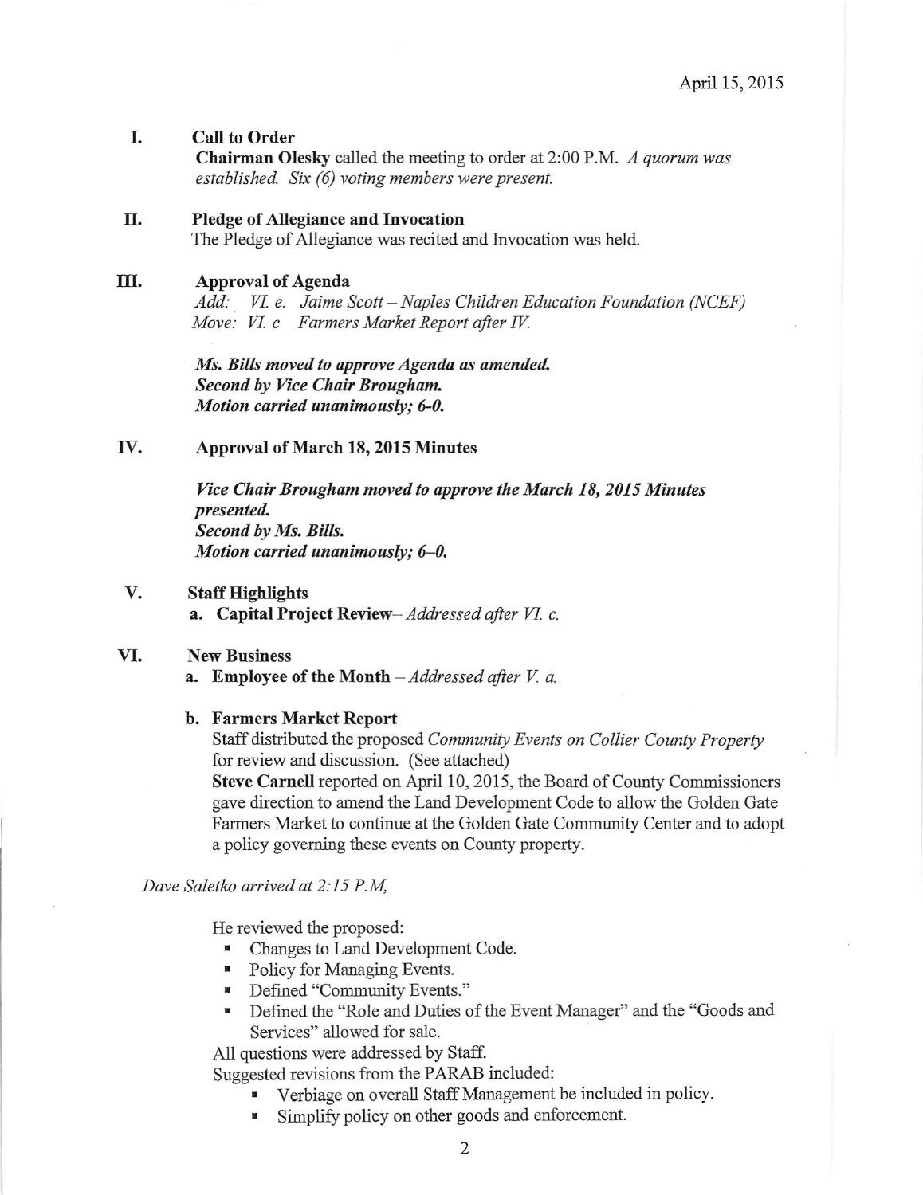April 15, 2015

**I. Call to Order**

**Chairman Olesky** called the meeting to order at 2:00 P.M. *A quorum was established. Six (6) voting members were present.*

**II. Pledge of Allegiance and Invocation**

The Pledge of Allegiance was recited and Invocation was held.

**III. Approval of Agenda**

*Add: VI. e. Jaime Scott – Naples Children Education Foundation (NCEF)*
*Move: VI. c Farmers Market Report after IV.*

***Ms. Bills moved to approve Agenda as amended.***
***Second by Vice Chair Brougham.***
***Motion carried unanimously; 6-0.***

**IV. Approval of March 18, 2015 Minutes**

***Vice Chair Brougham moved to approve the March 18, 2015 Minutes presented.***
***Second by Ms. Bills.***
***Motion carried unanimously; 6–0.***

**V. Staff Highlights**

a. **Capital Project Review**– *Addressed after VI. c.*

**VI. New Business**

a. **Employee of the Month** – *Addressed after V. a.*

b. **Farmers Market Report**

Staff distributed the proposed *Community Events on Collier County Property* for review and discussion. (See attached)

**Steve Carnell** reported on April 10, 2015, the Board of County Commissioners gave direction to amend the Land Development Code to allow the Golden Gate Farmers Market to continue at the Golden Gate Community Center and to adopt a policy governing these events on County property.

*Dave Saletko arrived at 2:15 P.M,*

He reviewed the proposed:

- Changes to Land Development Code.
- Policy for Managing Events.
- Defined "Community Events."
- Defined the "Role and Duties of the Event Manager" and the "Goods and Services" allowed for sale.

All questions were addressed by Staff.

Suggested revisions from the PARAB included:

- Verbiage on overall Staff Management be included in policy.
- Simplify policy on other goods and enforcement.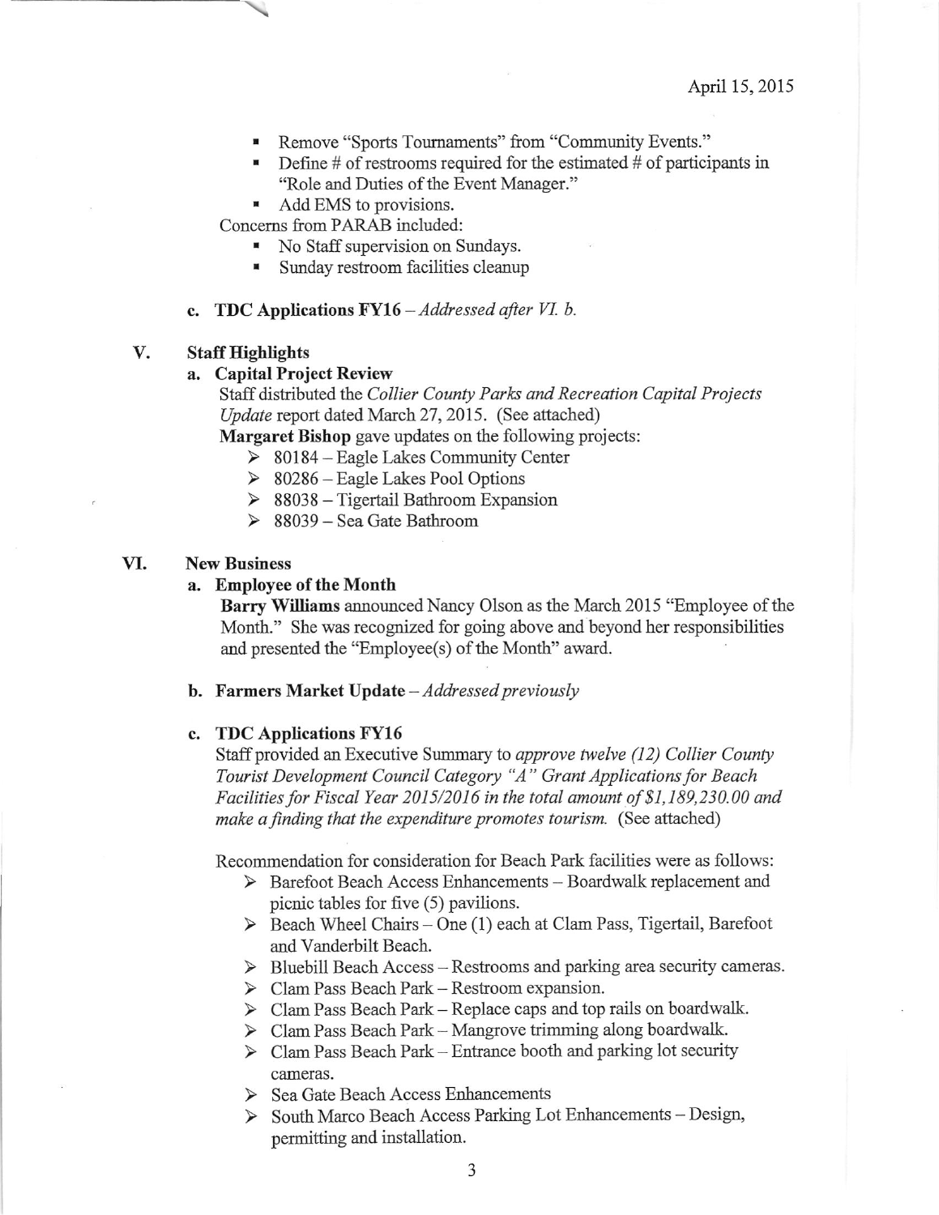- Remove "Sports Tournaments" from "Community Events."
- Define # of restrooms required for the estimated # of participants in "Role and Duties of the Event Manager."
- Add EMS to provisions.

Concerns from PARAB included:

- No Staff supervision on Sundays.
- Sunday restroom facilities cleanup

**c. TDC Applications FY16** – *Addressed after VI. b.*

## V. Staff Highlights

**a. Capital Project Review**

Staff distributed the *Collier County Parks and Recreation Capital Projects Update* report dated March 27, 2015. (See attached)

**Margaret Bishop** gave updates on the following projects:

- 80184 – Eagle Lakes Community Center
- 80286 – Eagle Lakes Pool Options
- 88038 – Tigertail Bathroom Expansion
- 88039 – Sea Gate Bathroom

## VI. New Business

**a. Employee of the Month**

**Barry Williams** announced Nancy Olson as the March 2015 "Employee of the Month." She was recognized for going above and beyond her responsibilities and presented the "Employee(s) of the Month" award.

**b. Farmers Market Update** – *Addressed previously*

**c. TDC Applications FY16**

Staff provided an Executive Summary to *approve twelve (12) Collier County Tourist Development Council Category "A" Grant Applications for Beach Facilities for Fiscal Year 2015/2016 in the total amount of $1,189,230.00 and make a finding that the expenditure promotes tourism.* (See attached)

Recommendation for consideration for Beach Park facilities were as follows:

- Barefoot Beach Access Enhancements – Boardwalk replacement and picnic tables for five (5) pavilions.
- Beach Wheel Chairs – One (1) each at Clam Pass, Tigertail, Barefoot and Vanderbilt Beach.
- Bluebill Beach Access – Restrooms and parking area security cameras.
- Clam Pass Beach Park – Restroom expansion.
- Clam Pass Beach Park – Replace caps and top rails on boardwalk.
- Clam Pass Beach Park – Mangrove trimming along boardwalk.
- Clam Pass Beach Park – Entrance booth and parking lot security cameras.
- Sea Gate Beach Access Enhancements
- South Marco Beach Access Parking Lot Enhancements – Design, permitting and installation.